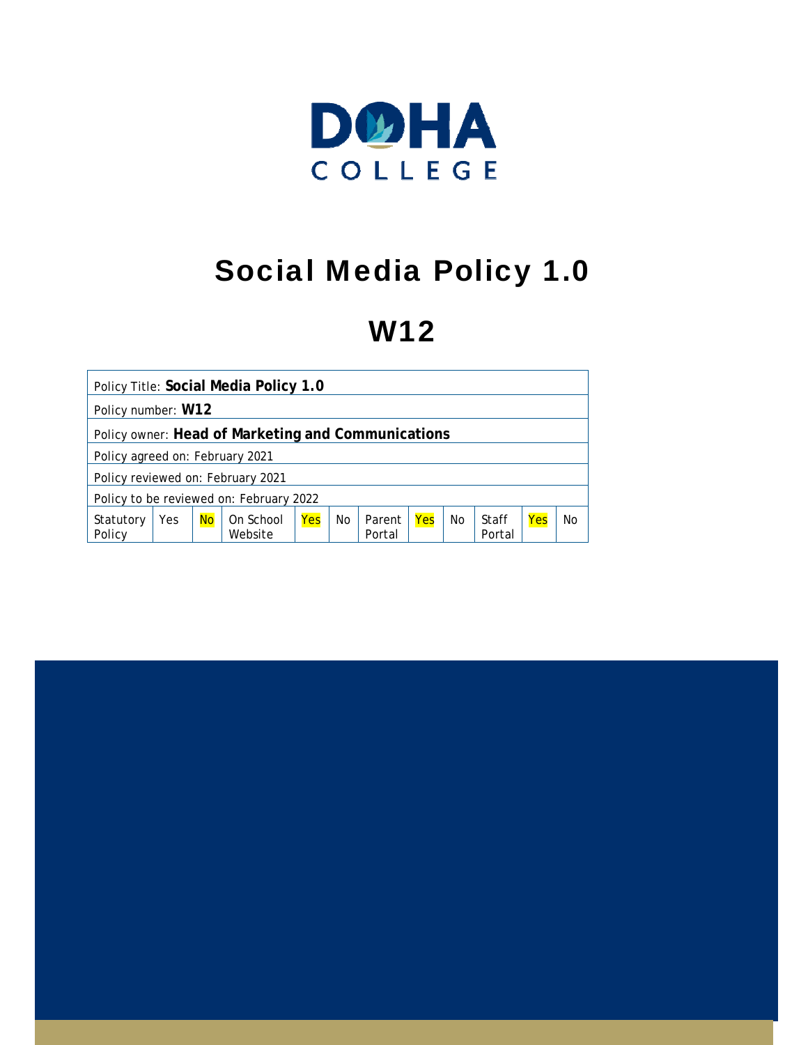DOHA COLLEGE

# Social Media Policy 1.0

# W12

| Policy Title: **Social Media Policy 1.0** | | | | | | | | | | | |
|---|---|---|---|---|---|---|---|---|---|---|---|
| Policy number: **W12** | | | | | | | | | | | |
| Policy owner: **Head of Marketing and Communications** | | | | | | | | | | | |
| Policy agreed on: February 2021 | | | | | | | | | | | |
| Policy reviewed on: February 2021 | | | | | | | | | | | |
| Policy to be reviewed on: February 2022 | | | | | | | | | | | |
| Statutory Policy | Yes | No | On School Website | Yes | No | Parent Portal | Yes | No | Staff Portal | Yes | No |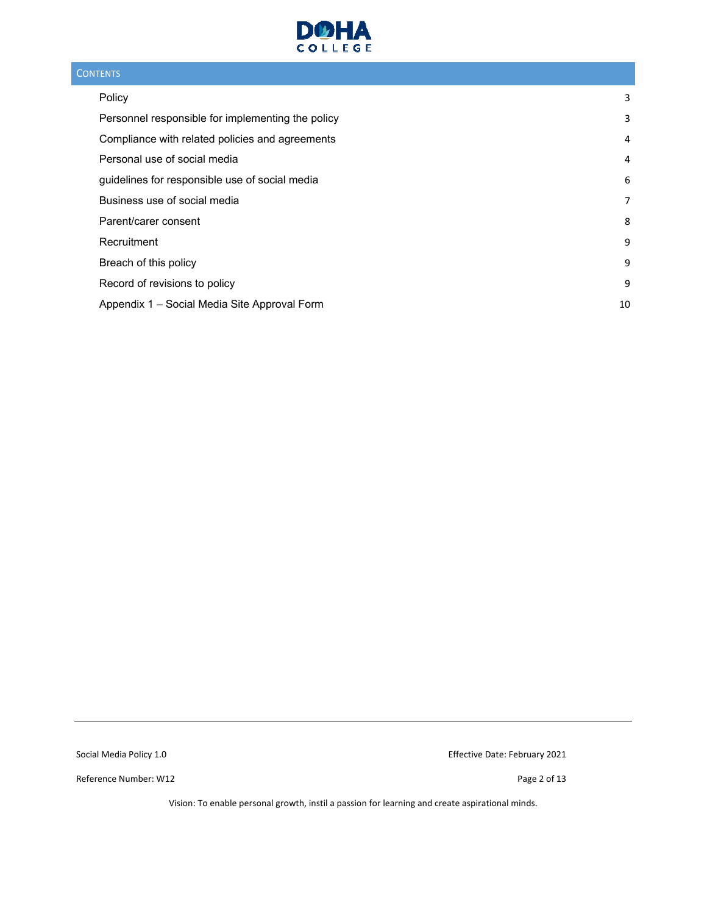## CONTENTS

| | |
|---|---|
| Policy | 3 |
| Personnel responsible for implementing the policy | 3 |
| Compliance with related policies and agreements | 4 |
| Personal use of social media | 4 |
| guidelines for responsible use of social media | 6 |
| Business use of social media | 7 |
| Parent/carer consent | 8 |
| Recruitment | 9 |
| Breach of this policy | 9 |
| Record of revisions to policy | 9 |
| Appendix 1 – Social Media Site Approval Form | 10 |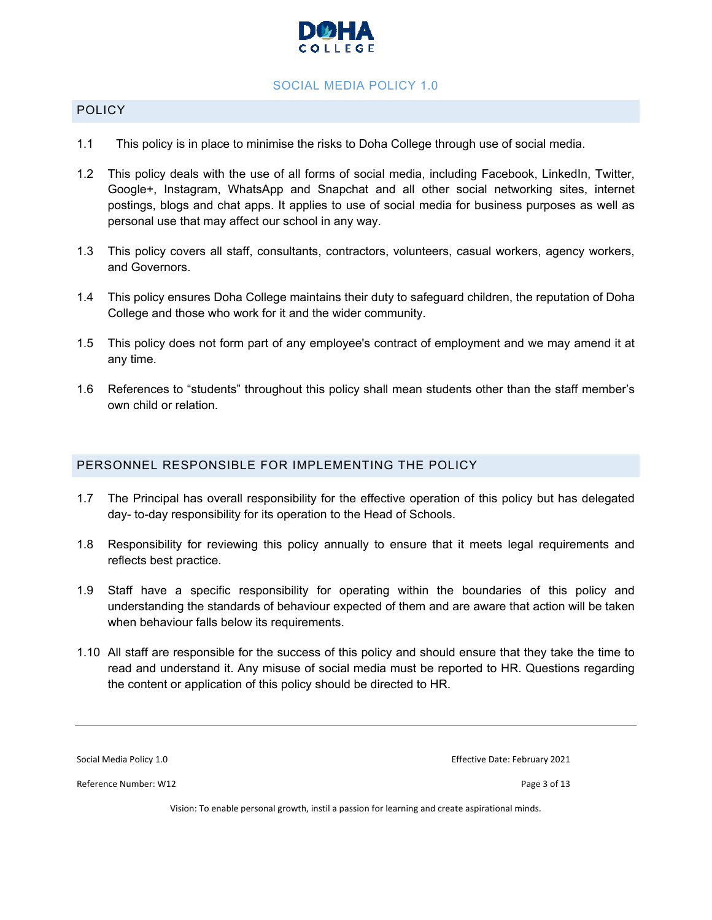# SOCIAL MEDIA POLICY 1.0

## POLICY

1.1 This policy is in place to minimise the risks to Doha College through use of social media.

1.2 This policy deals with the use of all forms of social media, including Facebook, LinkedIn, Twitter, Google+, Instagram, WhatsApp and Snapchat and all other social networking sites, internet postings, blogs and chat apps. It applies to use of social media for business purposes as well as personal use that may affect our school in any way.

1.3 This policy covers all staff, consultants, contractors, volunteers, casual workers, agency workers, and Governors.

1.4 This policy ensures Doha College maintains their duty to safeguard children, the reputation of Doha College and those who work for it and the wider community.

1.5 This policy does not form part of any employee's contract of employment and we may amend it at any time.

1.6 References to "students" throughout this policy shall mean students other than the staff member's own child or relation.

## PERSONNEL RESPONSIBLE FOR IMPLEMENTING THE POLICY

1.7 The Principal has overall responsibility for the effective operation of this policy but has delegated day- to-day responsibility for its operation to the Head of Schools.

1.8 Responsibility for reviewing this policy annually to ensure that it meets legal requirements and reflects best practice.

1.9 Staff have a specific responsibility for operating within the boundaries of this policy and understanding the standards of behaviour expected of them and are aware that action will be taken when behaviour falls below its requirements.

1.10 All staff are responsible for the success of this policy and should ensure that they take the time to read and understand it. Any misuse of social media must be reported to HR. Questions regarding the content or application of this policy should be directed to HR.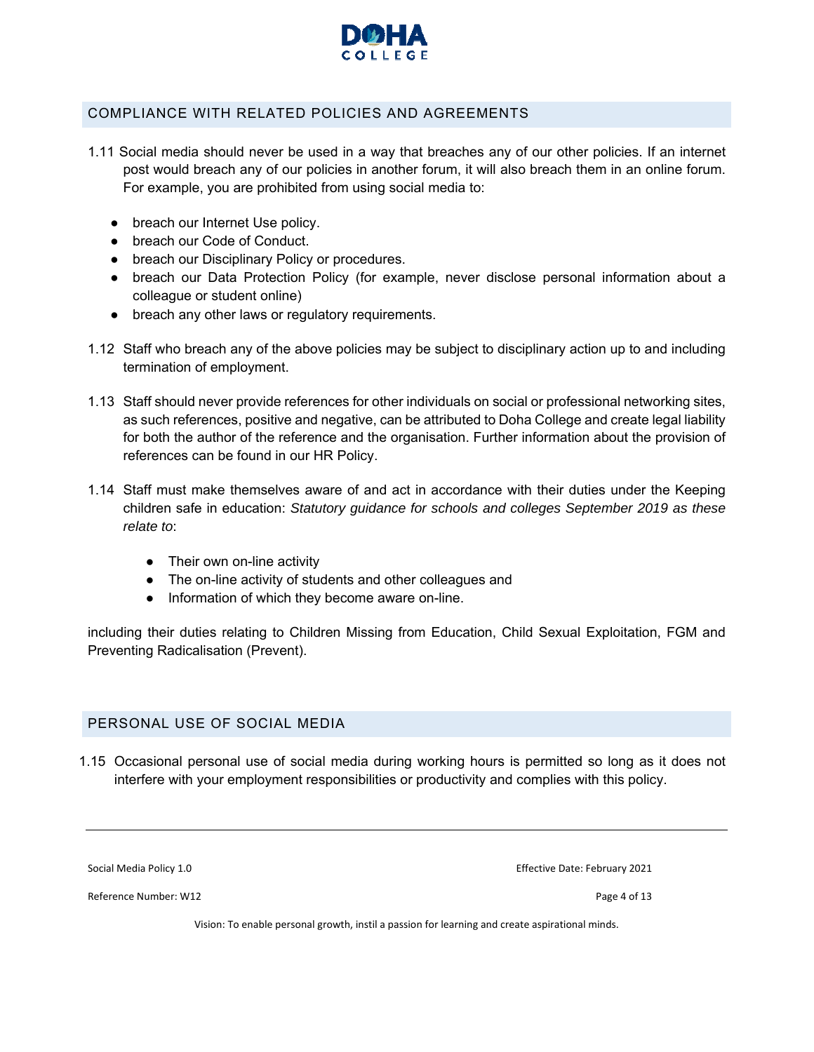## COMPLIANCE WITH RELATED POLICIES AND AGREEMENTS

1.11 Social media should never be used in a way that breaches any of our other policies. If an internet post would breach any of our policies in another forum, it will also breach them in an online forum. For example, you are prohibited from using social media to:

- breach our Internet Use policy.
- breach our Code of Conduct.
- breach our Disciplinary Policy or procedures.
- breach our Data Protection Policy (for example, never disclose personal information about a colleague or student online)
- breach any other laws or regulatory requirements.

1.12 Staff who breach any of the above policies may be subject to disciplinary action up to and including termination of employment.

1.13 Staff should never provide references for other individuals on social or professional networking sites, as such references, positive and negative, can be attributed to Doha College and create legal liability for both the author of the reference and the organisation. Further information about the provision of references can be found in our HR Policy.

1.14 Staff must make themselves aware of and act in accordance with their duties under the Keeping children safe in education: *Statutory guidance for schools and colleges September 2019 as these relate to*:

- Their own on-line activity
- The on-line activity of students and other colleagues and
- Information of which they become aware on-line.

including their duties relating to Children Missing from Education, Child Sexual Exploitation, FGM and Preventing Radicalisation (Prevent).

## PERSONAL USE OF SOCIAL MEDIA

1.15 Occasional personal use of social media during working hours is permitted so long as it does not interfere with your employment responsibilities or productivity and complies with this policy.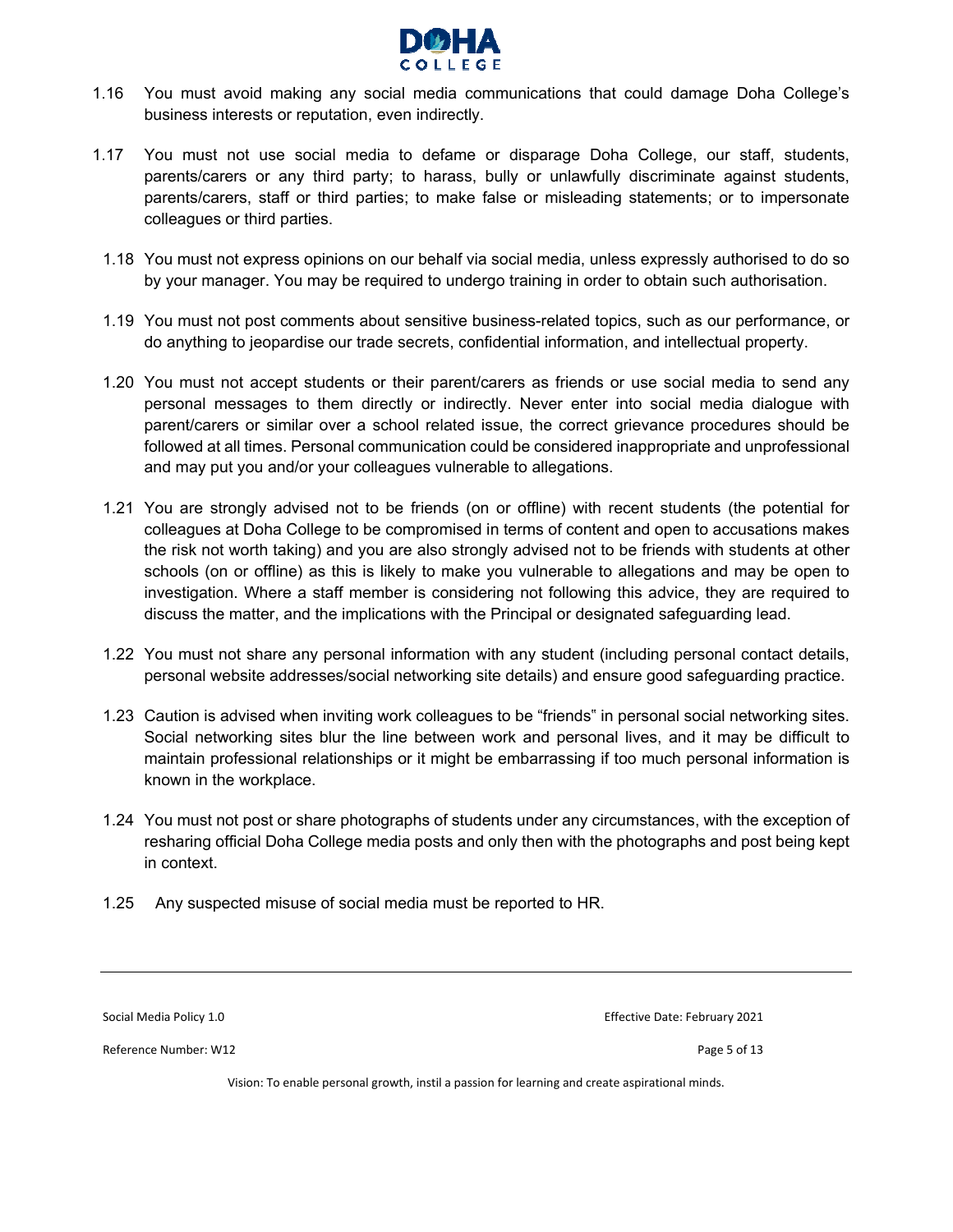1.16 You must avoid making any social media communications that could damage Doha College's business interests or reputation, even indirectly.

1.17 You must not use social media to defame or disparage Doha College, our staff, students, parents/carers or any third party; to harass, bully or unlawfully discriminate against students, parents/carers, staff or third parties; to make false or misleading statements; or to impersonate colleagues or third parties.

1.18 You must not express opinions on our behalf via social media, unless expressly authorised to do so by your manager. You may be required to undergo training in order to obtain such authorisation.

1.19 You must not post comments about sensitive business-related topics, such as our performance, or do anything to jeopardise our trade secrets, confidential information, and intellectual property.

1.20 You must not accept students or their parent/carers as friends or use social media to send any personal messages to them directly or indirectly. Never enter into social media dialogue with parent/carers or similar over a school related issue, the correct grievance procedures should be followed at all times. Personal communication could be considered inappropriate and unprofessional and may put you and/or your colleagues vulnerable to allegations.

1.21 You are strongly advised not to be friends (on or offline) with recent students (the potential for colleagues at Doha College to be compromised in terms of content and open to accusations makes the risk not worth taking) and you are also strongly advised not to be friends with students at other schools (on or offline) as this is likely to make you vulnerable to allegations and may be open to investigation. Where a staff member is considering not following this advice, they are required to discuss the matter, and the implications with the Principal or designated safeguarding lead.

1.22 You must not share any personal information with any student (including personal contact details, personal website addresses/social networking site details) and ensure good safeguarding practice.

1.23 Caution is advised when inviting work colleagues to be "friends" in personal social networking sites. Social networking sites blur the line between work and personal lives, and it may be difficult to maintain professional relationships or it might be embarrassing if too much personal information is known in the workplace.

1.24 You must not post or share photographs of students under any circumstances, with the exception of resharing official Doha College media posts and only then with the photographs and post being kept in context.

1.25 Any suspected misuse of social media must be reported to HR.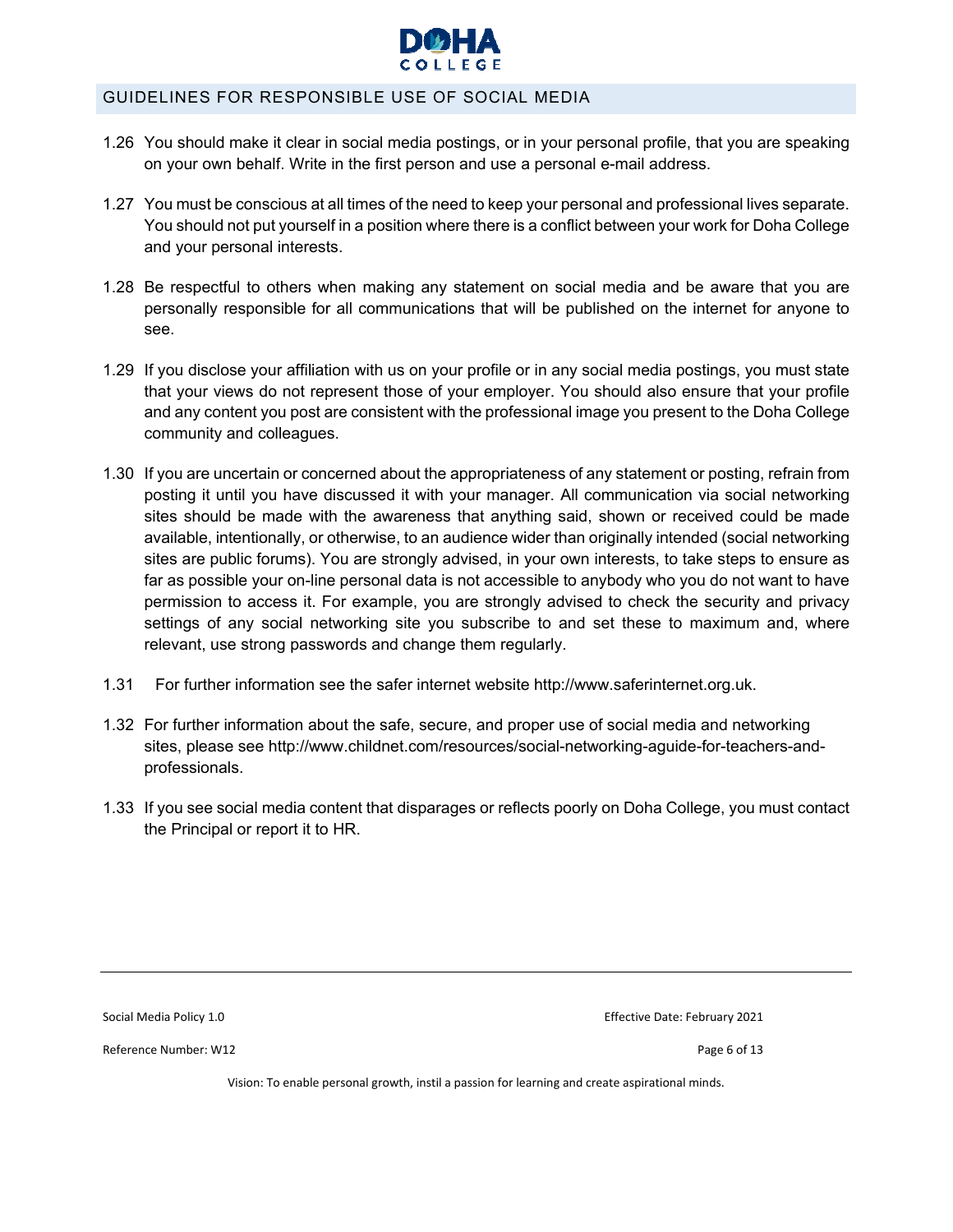## GUIDELINES FOR RESPONSIBLE USE OF SOCIAL MEDIA

1.26 You should make it clear in social media postings, or in your personal profile, that you are speaking on your own behalf. Write in the first person and use a personal e-mail address.

1.27 You must be conscious at all times of the need to keep your personal and professional lives separate. You should not put yourself in a position where there is a conflict between your work for Doha College and your personal interests.

1.28 Be respectful to others when making any statement on social media and be aware that you are personally responsible for all communications that will be published on the internet for anyone to see.

1.29 If you disclose your affiliation with us on your profile or in any social media postings, you must state that your views do not represent those of your employer. You should also ensure that your profile and any content you post are consistent with the professional image you present to the Doha College community and colleagues.

1.30 If you are uncertain or concerned about the appropriateness of any statement or posting, refrain from posting it until you have discussed it with your manager. All communication via social networking sites should be made with the awareness that anything said, shown or received could be made available, intentionally, or otherwise, to an audience wider than originally intended (social networking sites are public forums). You are strongly advised, in your own interests, to take steps to ensure as far as possible your on-line personal data is not accessible to anybody who you do not want to have permission to access it. For example, you are strongly advised to check the security and privacy settings of any social networking site you subscribe to and set these to maximum and, where relevant, use strong passwords and change them regularly.

1.31 For further information see the safer internet website http://www.saferinternet.org.uk.

1.32 For further information about the safe, secure, and proper use of social media and networking sites, please see http://www.childnet.com/resources/social-networking-aguide-for-teachers-and-professionals.

1.33 If you see social media content that disparages or reflects poorly on Doha College, you must contact the Principal or report it to HR.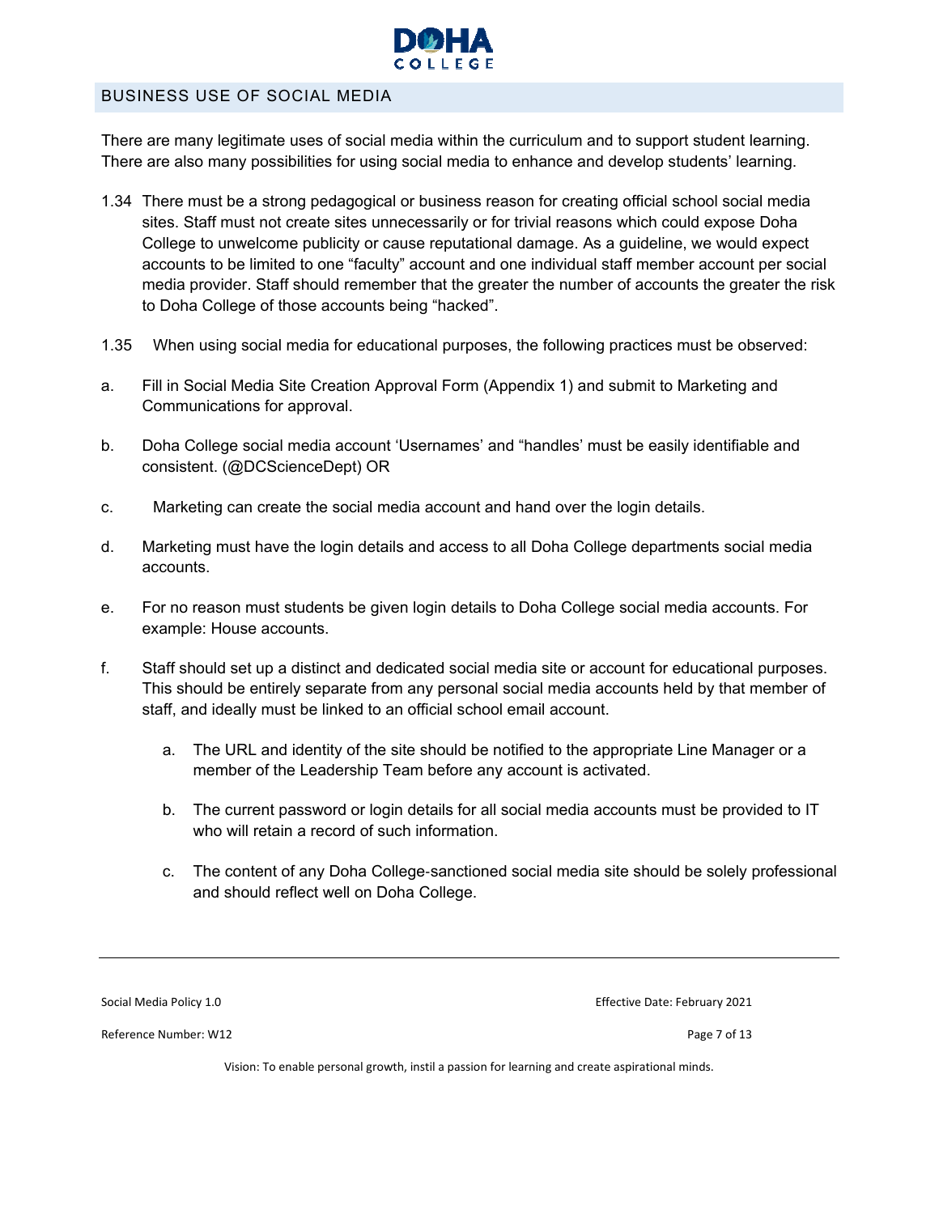## BUSINESS USE OF SOCIAL MEDIA

There are many legitimate uses of social media within the curriculum and to support student learning. There are also many possibilities for using social media to enhance and develop students' learning.

1.34 There must be a strong pedagogical or business reason for creating official school social media sites. Staff must not create sites unnecessarily or for trivial reasons which could expose Doha College to unwelcome publicity or cause reputational damage. As a guideline, we would expect accounts to be limited to one "faculty" account and one individual staff member account per social media provider. Staff should remember that the greater the number of accounts the greater the risk to Doha College of those accounts being "hacked".

1.35 When using social media for educational purposes, the following practices must be observed:

a. Fill in Social Media Site Creation Approval Form (Appendix 1) and submit to Marketing and Communications for approval.

b. Doha College social media account 'Usernames' and "handles' must be easily identifiable and consistent. (@DCScienceDept) OR

c. Marketing can create the social media account and hand over the login details.

d. Marketing must have the login details and access to all Doha College departments social media accounts.

e. For no reason must students be given login details to Doha College social media accounts. For example: House accounts.

f. Staff should set up a distinct and dedicated social media site or account for educational purposes. This should be entirely separate from any personal social media accounts held by that member of staff, and ideally must be linked to an official school email account.

    a. The URL and identity of the site should be notified to the appropriate Line Manager or a member of the Leadership Team before any account is activated.

    b. The current password or login details for all social media accounts must be provided to IT who will retain a record of such information.

    c. The content of any Doha College-sanctioned social media site should be solely professional and should reflect well on Doha College.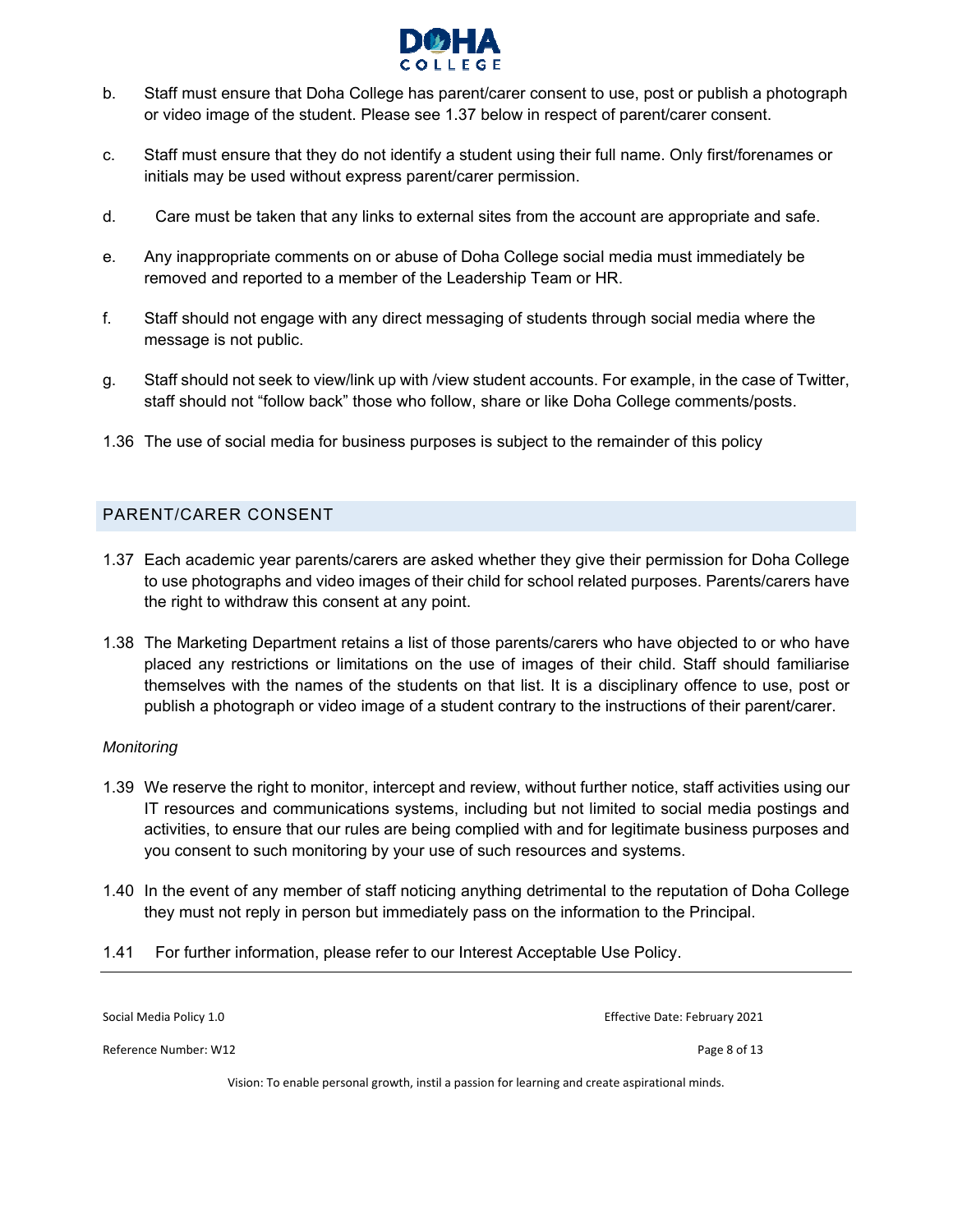b. Staff must ensure that Doha College has parent/carer consent to use, post or publish a photograph or video image of the student. Please see 1.37 below in respect of parent/carer consent.

c. Staff must ensure that they do not identify a student using their full name. Only first/forenames or initials may be used without express parent/carer permission.

d. Care must be taken that any links to external sites from the account are appropriate and safe.

e. Any inappropriate comments on or abuse of Doha College social media must immediately be removed and reported to a member of the Leadership Team or HR.

f. Staff should not engage with any direct messaging of students through social media where the message is not public.

g. Staff should not seek to view/link up with /view student accounts. For example, in the case of Twitter, staff should not "follow back" those who follow, share or like Doha College comments/posts.

1.36 The use of social media for business purposes is subject to the remainder of this policy

## PARENT/CARER CONSENT

1.37 Each academic year parents/carers are asked whether they give their permission for Doha College to use photographs and video images of their child for school related purposes. Parents/carers have the right to withdraw this consent at any point.

1.38 The Marketing Department retains a list of those parents/carers who have objected to or who have placed any restrictions or limitations on the use of images of their child. Staff should familiarise themselves with the names of the students on that list. It is a disciplinary offence to use, post or publish a photograph or video image of a student contrary to the instructions of their parent/carer.

*Monitoring*

1.39 We reserve the right to monitor, intercept and review, without further notice, staff activities using our IT resources and communications systems, including but not limited to social media postings and activities, to ensure that our rules are being complied with and for legitimate business purposes and you consent to such monitoring by your use of such resources and systems.

1.40 In the event of any member of staff noticing anything detrimental to the reputation of Doha College they must not reply in person but immediately pass on the information to the Principal.

1.41 For further information, please refer to our Interest Acceptable Use Policy.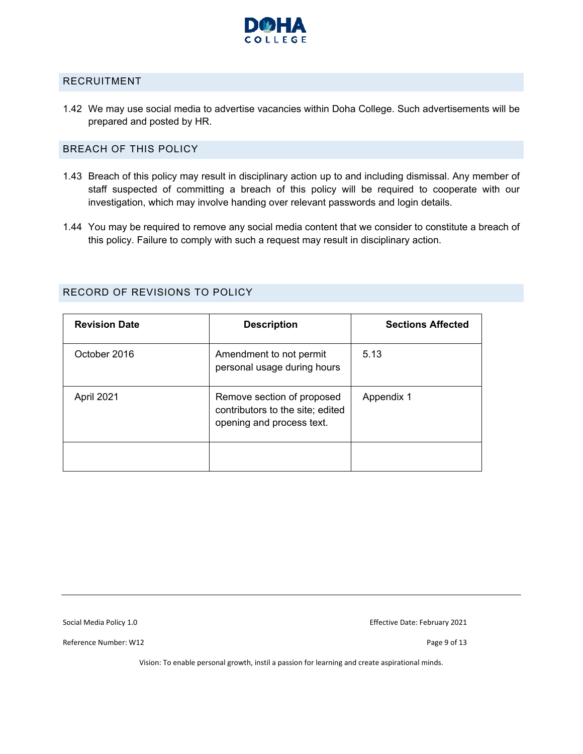## RECRUITMENT

1.42 We may use social media to advertise vacancies within Doha College. Such advertisements will be prepared and posted by HR.

## BREACH OF THIS POLICY

1.43 Breach of this policy may result in disciplinary action up to and including dismissal. Any member of staff suspected of committing a breach of this policy will be required to cooperate with our investigation, which may involve handing over relevant passwords and login details.

1.44 You may be required to remove any social media content that we consider to constitute a breach of this policy. Failure to comply with such a request may result in disciplinary action.

## RECORD OF REVISIONS TO POLICY

| **Revision Date** | **Description** | **Sections Affected** |
|---|---|---|
| October 2016 | Amendment to not permit personal usage during hours | 5.13 |
| April 2021 | Remove section of proposed contributors to the site; edited opening and process text. | Appendix 1 |
| | | |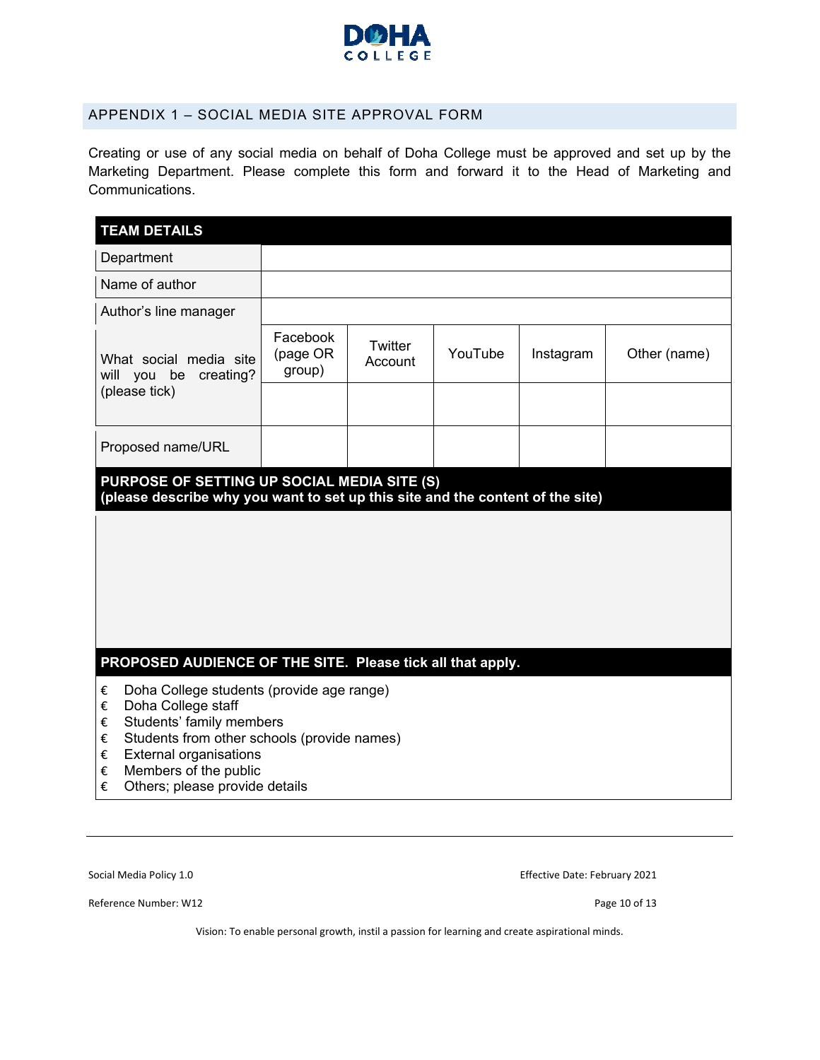## APPENDIX 1 – SOCIAL MEDIA SITE APPROVAL FORM

Creating or use of any social media on behalf of Doha College must be approved and set up by the Marketing Department. Please complete this form and forward it to the Head of Marketing and Communications.

| **TEAM DETAILS** | | | | | |
|---|---|---|---|---|---|
| Department | | | | | |
| Name of author | | | | | |
| Author's line manager | | | | | |
| What social media site will you be creating? (please tick) | Facebook (page OR group) | Twitter Account | YouTube | Instagram | Other (name) |
| | | | | | |
| Proposed name/URL | | | | | |

**PURPOSE OF SETTING UP SOCIAL MEDIA SITE (S)**
**(please describe why you want to set up this site and the content of the site)**

**PROPOSED AUDIENCE OF THE SITE. Please tick all that apply.**

- € Doha College students (provide age range)
- € Doha College staff
- € Students' family members
- € Students from other schools (provide names)
- € External organisations
- € Members of the public
- € Others; please provide details

Social Media Policy 1.0 | Effective Date: February 2021

Reference Number: W12

Vision: To enable personal growth, instil a passion for learning and create aspirational minds.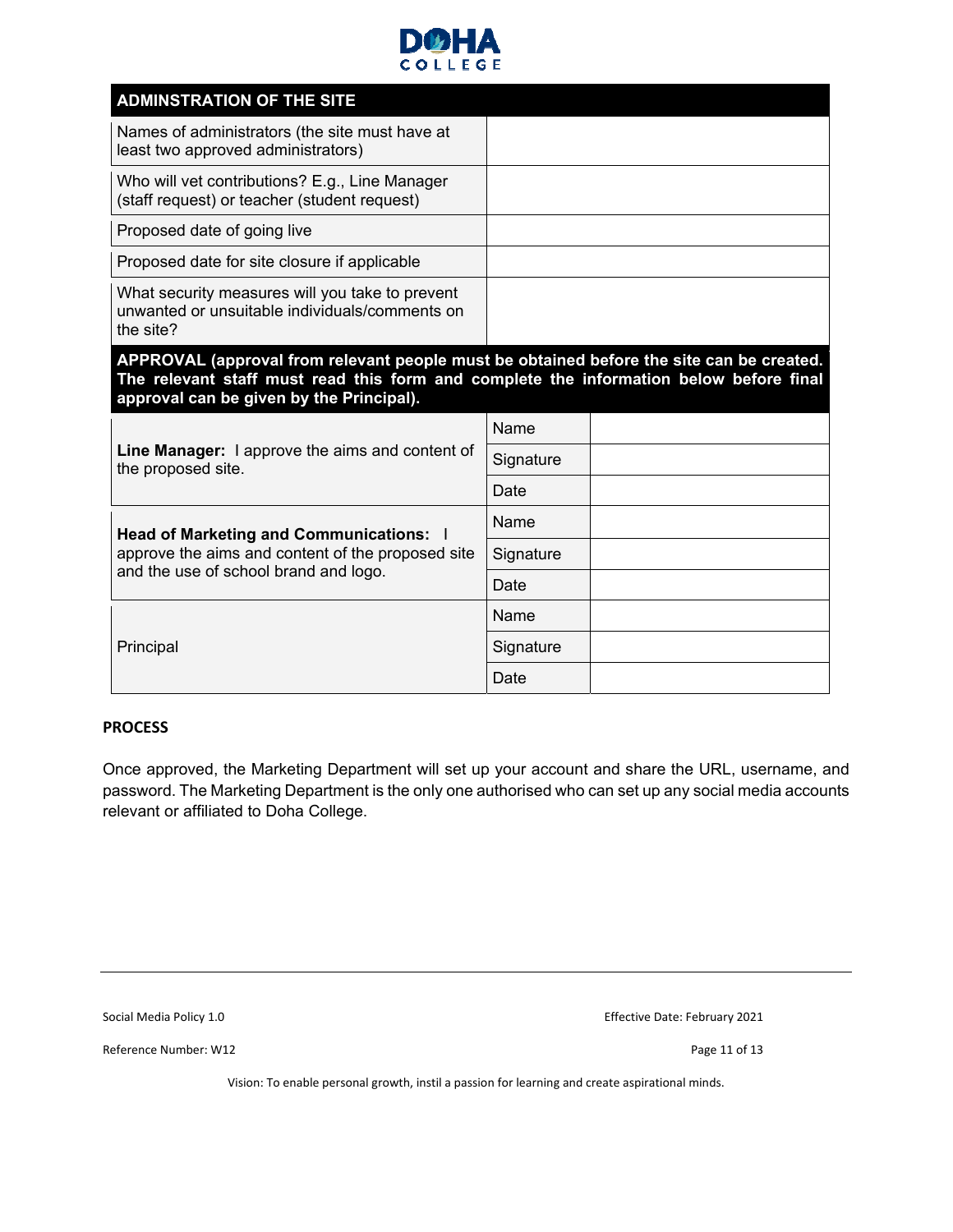| ADMINSTRATION OF THE SITE | |
|---|---|
| Names of administrators (the site must have at least two approved administrators) | |
| Who will vet contributions? E.g., Line Manager (staff request) or teacher (student request) | |
| Proposed date of going live | |
| Proposed date for site closure if applicable | |
| What security measures will you take to prevent unwanted or unsuitable individuals/comments on the site? | |

| **APPROVAL (approval from relevant people must be obtained before the site can be created. The relevant staff must read this form and complete the information below before final approval can be given by the Principal).** | | |
|---|---|---|
| **Line Manager:** I approve the aims and content of the proposed site. | Name | |
| | Signature | |
| | Date | |
| **Head of Marketing and Communications:** I approve the aims and content of the proposed site and the use of school brand and logo. | Name | |
| | Signature | |
| | Date | |
| Principal | Name | |
| | Signature | |
| | Date | |

**PROCESS**

Once approved, the Marketing Department will set up your account and share the URL, username, and password. The Marketing Department is the only one authorised who can set up any social media accounts relevant or affiliated to Doha College.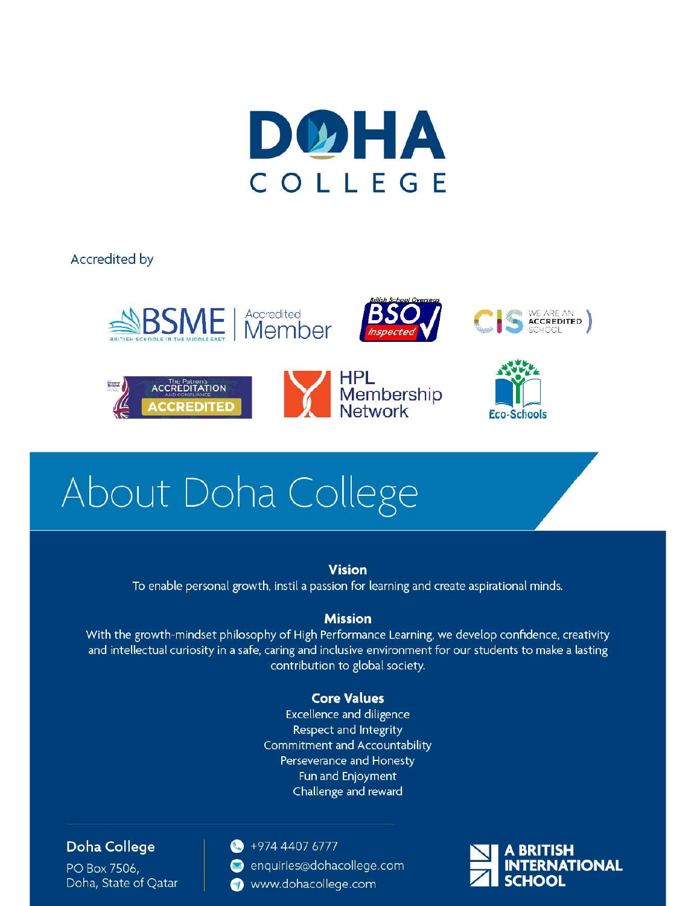# DOHA COLLEGE

Accredited by

BSME | Accredited Member

BSO Inspected

CIS We are an Accredited School

The Patron's Accreditation and Compliance ACCREDITED

HPL Membership Network

Eco-Schools

## About Doha College

### Vision

To enable personal growth, instil a passion for learning and create aspirational minds.

### Mission

With the growth-mindset philosophy of High Performance Learning, we develop confidence, creativity and intellectual curiosity in a safe, caring and inclusive environment for our students to make a lasting contribution to global society.

### Core Values

Excellence and diligence
Respect and Integrity
Commitment and Accountability
Perseverance and Honesty
Fun and Enjoyment
Challenge and reward

**Doha College**
PO Box 7506,
Doha, State of Qatar

+974 4407 6777
enquiries@dohacollege.com
www.dohacollege.com

A BRITISH INTERNATIONAL SCHOOL